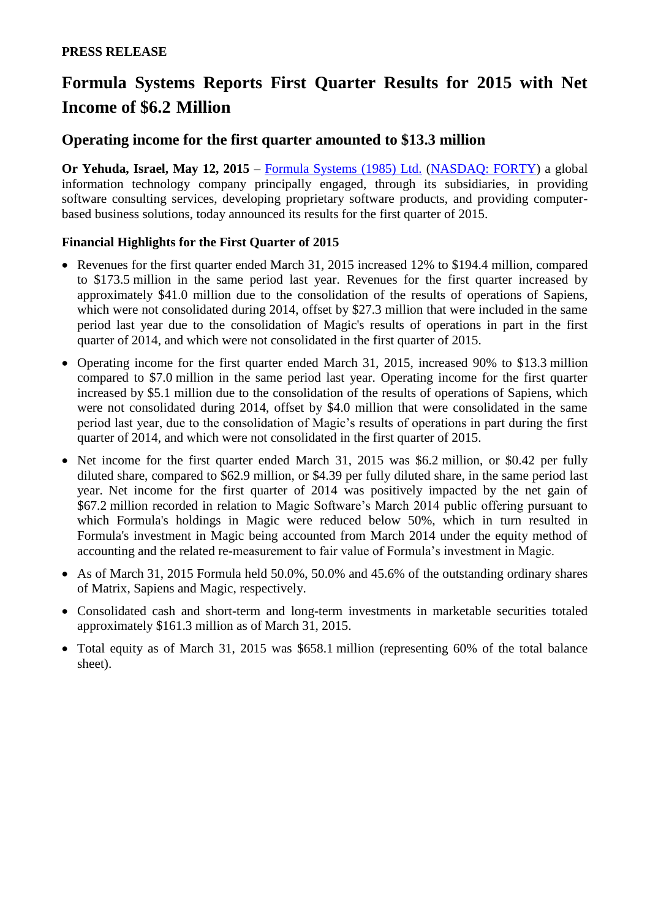**PRESS RELEASE**

# Formula Systems Reports First Quarter Results for 2015 with Net Income of $6.2 Million

## Operating income for the first quarter amounted to $13.3 million

**Or Yehuda, Israel, May 12, 2015** – Formula Systems (1985) Ltd. (NASDAQ: FORTY) a global information technology company principally engaged, through its subsidiaries, in providing software consulting services, developing proprietary software products, and providing computer-based business solutions, today announced its results for the first quarter of 2015.

**Financial Highlights for the First Quarter of 2015**

- Revenues for the first quarter ended March 31, 2015 increased 12% to $194.4 million, compared to $173.5 million in the same period last year. Revenues for the first quarter increased by approximately $41.0 million due to the consolidation of the results of operations of Sapiens, which were not consolidated during 2014, offset by $27.3 million that were included in the same period last year due to the consolidation of Magic's results of operations in part in the first quarter of 2014, and which were not consolidated in the first quarter of 2015.
- Operating income for the first quarter ended March 31, 2015, increased 90% to $13.3 million compared to $7.0 million in the same period last year. Operating income for the first quarter increased by $5.1 million due to the consolidation of the results of operations of Sapiens, which were not consolidated during 2014, offset by $4.0 million that were consolidated in the same period last year, due to the consolidation of Magic's results of operations in part during the first quarter of 2014, and which were not consolidated in the first quarter of 2015.
- Net income for the first quarter ended March 31, 2015 was $6.2 million, or $0.42 per fully diluted share, compared to $62.9 million, or $4.39 per fully diluted share, in the same period last year. Net income for the first quarter of 2014 was positively impacted by the net gain of $67.2 million recorded in relation to Magic Software's March 2014 public offering pursuant to which Formula's holdings in Magic were reduced below 50%, which in turn resulted in Formula's investment in Magic being accounted from March 2014 under the equity method of accounting and the related re-measurement to fair value of Formula's investment in Magic.
- As of March 31, 2015 Formula held 50.0%, 50.0% and 45.6% of the outstanding ordinary shares of Matrix, Sapiens and Magic, respectively.
- Consolidated cash and short-term and long-term investments in marketable securities totaled approximately $161.3 million as of March 31, 2015.
- Total equity as of March 31, 2015 was $658.1 million (representing 60% of the total balance sheet).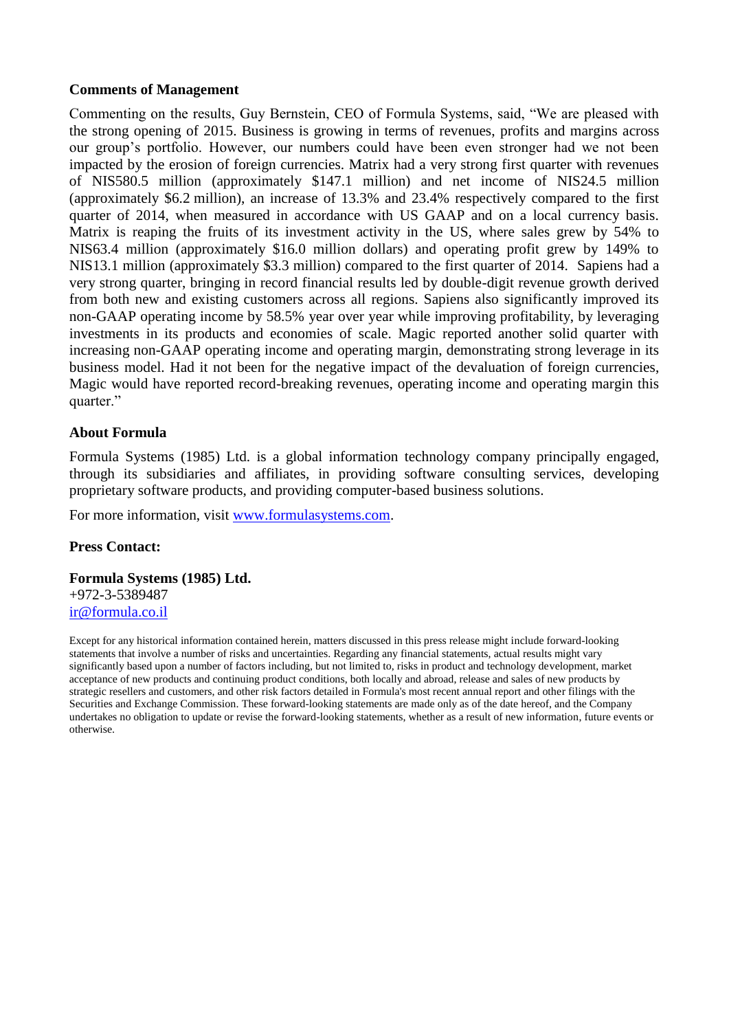**Comments of Management**

Commenting on the results, Guy Bernstein, CEO of Formula Systems, said, "We are pleased with the strong opening of 2015. Business is growing in terms of revenues, profits and margins across our group's portfolio. However, our numbers could have been even stronger had we not been impacted by the erosion of foreign currencies. Matrix had a very strong first quarter with revenues of NIS580.5 million (approximately $147.1 million) and net income of NIS24.5 million (approximately $6.2 million), an increase of 13.3% and 23.4% respectively compared to the first quarter of 2014, when measured in accordance with US GAAP and on a local currency basis. Matrix is reaping the fruits of its investment activity in the US, where sales grew by 54% to NIS63.4 million (approximately $16.0 million dollars) and operating profit grew by 149% to NIS13.1 million (approximately $3.3 million) compared to the first quarter of 2014. Sapiens had a very strong quarter, bringing in record financial results led by double-digit revenue growth derived from both new and existing customers across all regions. Sapiens also significantly improved its non-GAAP operating income by 58.5% year over year while improving profitability, by leveraging investments in its products and economies of scale. Magic reported another solid quarter with increasing non-GAAP operating income and operating margin, demonstrating strong leverage in its business model. Had it not been for the negative impact of the devaluation of foreign currencies, Magic would have reported record-breaking revenues, operating income and operating margin this quarter."

**About Formula**

Formula Systems (1985) Ltd. is a global information technology company principally engaged, through its subsidiaries and affiliates, in providing software consulting services, developing proprietary software products, and providing computer-based business solutions.

For more information, visit www.formulasystems.com.

**Press Contact:**

**Formula Systems (1985) Ltd.**
+972-3-5389487
ir@formula.co.il

Except for any historical information contained herein, matters discussed in this press release might include forward-looking statements that involve a number of risks and uncertainties. Regarding any financial statements, actual results might vary significantly based upon a number of factors including, but not limited to, risks in product and technology development, market acceptance of new products and continuing product conditions, both locally and abroad, release and sales of new products by strategic resellers and customers, and other risk factors detailed in Formula's most recent annual report and other filings with the Securities and Exchange Commission. These forward-looking statements are made only as of the date hereof, and the Company undertakes no obligation to update or revise the forward-looking statements, whether as a result of new information, future events or otherwise.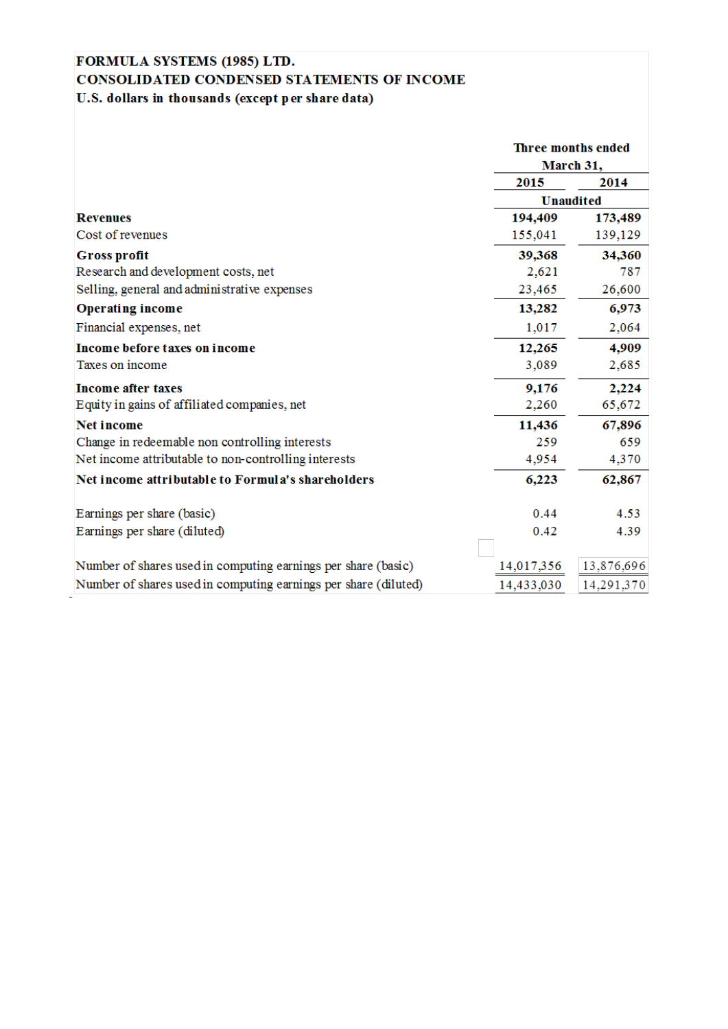**FORMULA SYSTEMS (1985) LTD.**
**CONSOLIDATED CONDENSED STATEMENTS OF INCOME**
**U.S. dollars in thousands (except per share data)**

| | Three months ended March 31, | |
|---|---|---|
| | **2015** | **2014** |
| | Unaudited | |
| **Revenues** | **194,409** | **173,489** |
| Cost of revenues | 155,041 | 139,129 |
| **Gross profit** | **39,368** | **34,360** |
| Research and development costs, net | 2,621 | 787 |
| Selling, general and administrative expenses | 23,465 | 26,600 |
| **Operating income** | **13,282** | **6,973** |
| Financial expenses, net | 1,017 | 2,064 |
| **Income before taxes on income** | **12,265** | **4,909** |
| Taxes on income | 3,089 | 2,685 |
| **Income after taxes** | **9,176** | **2,224** |
| Equity in gains of affiliated companies, net | 2,260 | 65,672 |
| **Net income** | **11,436** | **67,896** |
| Change in redeemable non controlling interests | 259 | 659 |
| Net income attributable to non-controlling interests | 4,954 | 4,370 |
| **Net income attributable to Formula's shareholders** | **6,223** | **62,867** |
| | | |
| Earnings per share (basic) | 0.44 | 4.53 |
| Earnings per share (diluted) | 0.42 | 4.39 |
| | | |
| Number of shares used in computing earnings per share (basic) | 14,017,356 | 13,876,696 |
| Number of shares used in computing earnings per share (diluted) | 14,433,030 | 14,291,370 |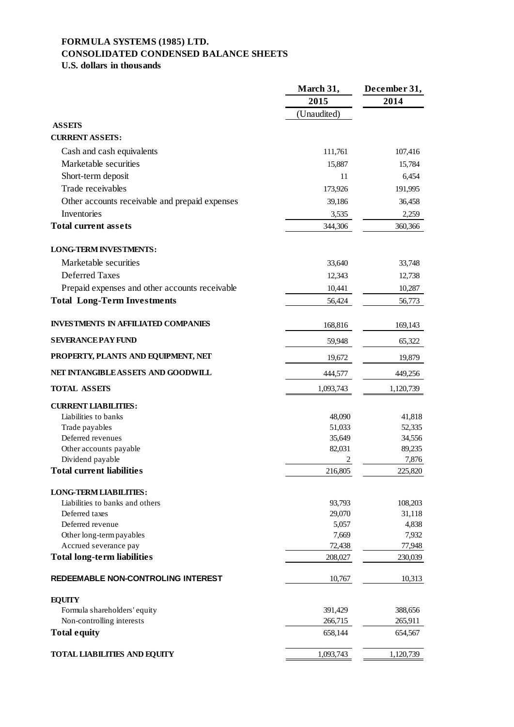**FORMULA SYSTEMS (1985) LTD.**
**CONSOLIDATED CONDENSED BALANCE SHEETS**
**U.S. dollars in thousands**

| | March 31, 2015 | December 31, 2014 |
|---|---|---|
| | (Unaudited) | |
| **ASSETS** | | |
| **CURRENT ASSETS:** | | |
| Cash and cash equivalents | 111,761 | 107,416 |
| Marketable securities | 15,887 | 15,784 |
| Short-term deposit | 11 | 6,454 |
| Trade receivables | 173,926 | 191,995 |
| Other accounts receivable and prepaid expenses | 39,186 | 36,458 |
| Inventories | 3,535 | 2,259 |
| **Total current assets** | 344,306 | 360,366 |
| **LONG-TERM INVESTMENTS:** | | |
| Marketable securities | 33,640 | 33,748 |
| Deferred Taxes | 12,343 | 12,738 |
| Prepaid expenses and other accounts receivable | 10,441 | 10,287 |
| **Total Long-Term Investments** | 56,424 | 56,773 |
| **INVESTMENTS IN AFFILIATED COMPANIES** | 168,816 | 169,143 |
| **SEVERANCE PAY FUND** | 59,948 | 65,322 |
| **PROPERTY, PLANTS AND EQUIPMENT, NET** | 19,672 | 19,879 |
| **NET INTANGIBLE ASSETS AND GOODWILL** | 444,577 | 449,256 |
| **TOTAL ASSETS** | 1,093,743 | 1,120,739 |
| **CURRENT LIABILITIES:** | | |
| Liabilities to banks | 48,090 | 41,818 |
| Trade payables | 51,033 | 52,335 |
| Deferred revenues | 35,649 | 34,556 |
| Other accounts payable | 82,031 | 89,235 |
| Dividend payable | 2 | 7,876 |
| **Total current liabilities** | 216,805 | 225,820 |
| **LONG-TERM LIABILITIES:** | | |
| Liabilities to banks and others | 93,793 | 108,203 |
| Deferred taxes | 29,070 | 31,118 |
| Deferred revenue | 5,057 | 4,838 |
| Other long-term payables | 7,669 | 7,932 |
| Accrued severance pay | 72,438 | 77,948 |
| **Total long-term liabilities** | 208,027 | 230,039 |
| **REDEEMABLE NON-CONTROLING INTEREST** | 10,767 | 10,313 |
| **EQUITY** | | |
| Formula shareholders' equity | 391,429 | 388,656 |
| Non-controlling interests | 266,715 | 265,911 |
| **Total equity** | 658,144 | 654,567 |
| **TOTAL LIABILITIES AND EQUITY** | 1,093,743 | 1,120,739 |